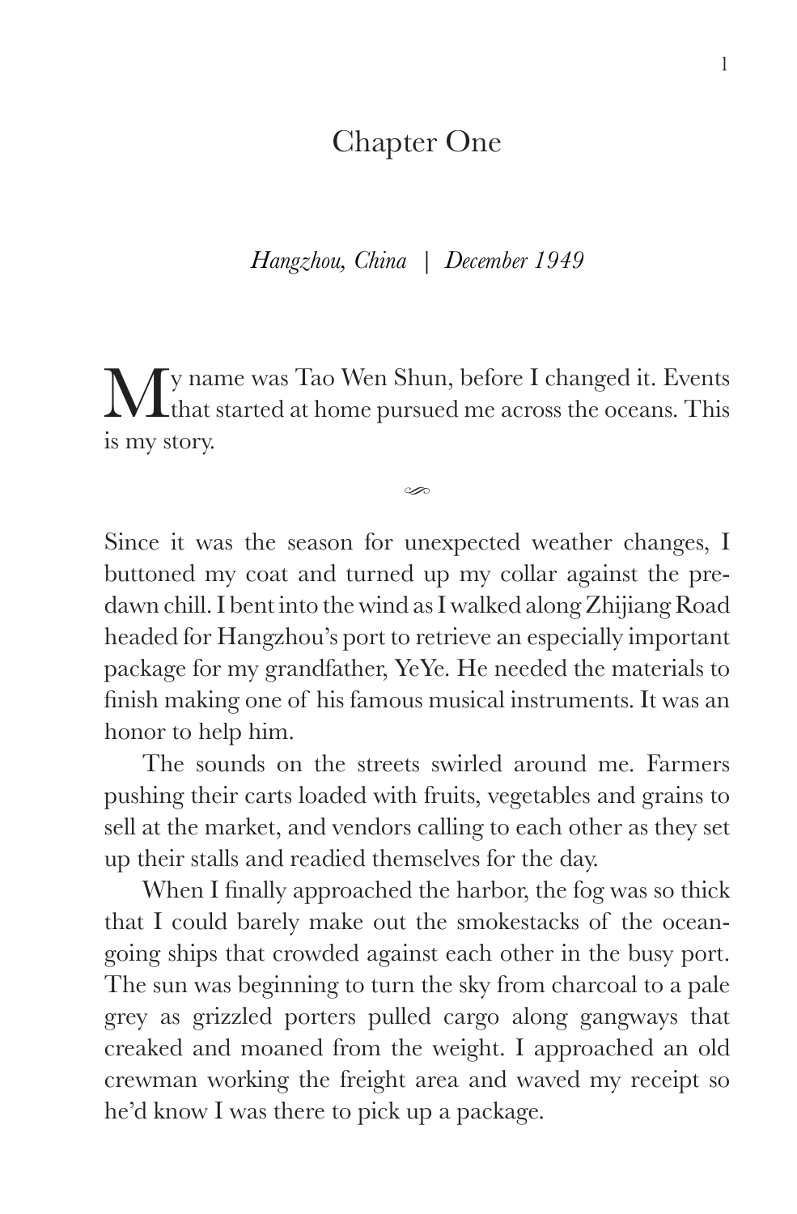# Chapter One

*Hangzhou, China | December 1949*

My name was Tao Wen Shun, before I changed it. Events that started at home pursued me across the oceans. This is my story.

---

Since it was the season for unexpected weather changes, I buttoned my coat and turned up my collar against the pre-dawn chill. I bent into the wind as I walked along Zhijiang Road headed for Hangzhou's port to retrieve an especially important package for my grandfather, YeYe. He needed the materials to finish making one of his famous musical instruments. It was an honor to help him.

The sounds on the streets swirled around me. Farmers pushing their carts loaded with fruits, vegetables and grains to sell at the market, and vendors calling to each other as they set up their stalls and readied themselves for the day.

When I finally approached the harbor, the fog was so thick that I could barely make out the smokestacks of the ocean-going ships that crowded against each other in the busy port. The sun was beginning to turn the sky from charcoal to a pale grey as grizzled porters pulled cargo along gangways that creaked and moaned from the weight. I approached an old crewman working the freight area and waved my receipt so he'd know I was there to pick up a package.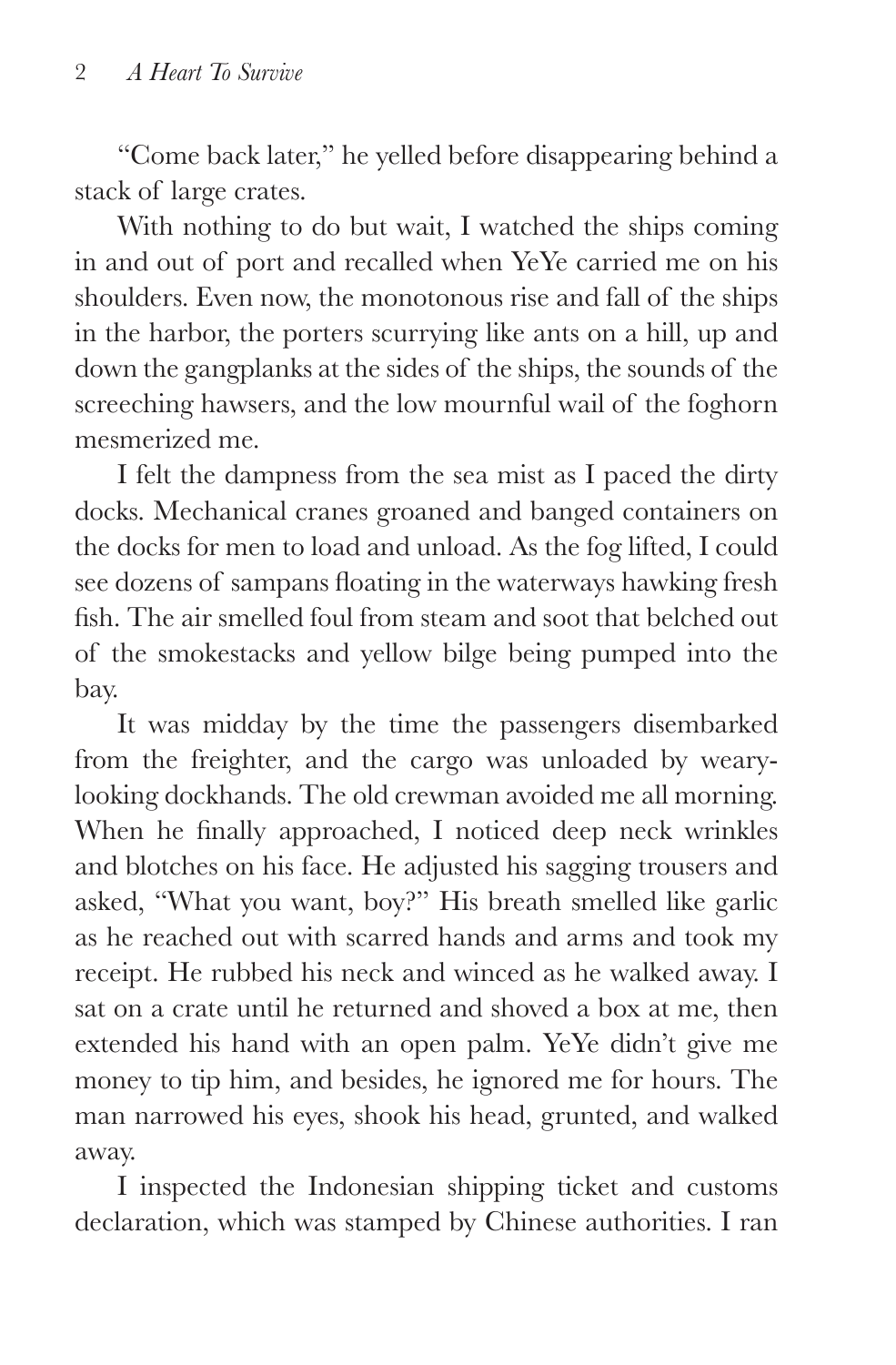"Come back later," he yelled before disappearing behind a stack of large crates.

With nothing to do but wait, I watched the ships coming in and out of port and recalled when YeYe carried me on his shoulders. Even now, the monotonous rise and fall of the ships in the harbor, the porters scurrying like ants on a hill, up and down the gangplanks at the sides of the ships, the sounds of the screeching hawsers, and the low mournful wail of the foghorn mesmerized me.

I felt the dampness from the sea mist as I paced the dirty docks. Mechanical cranes groaned and banged containers on the docks for men to load and unload. As the fog lifted, I could see dozens of sampans floating in the waterways hawking fresh fish. The air smelled foul from steam and soot that belched out of the smokestacks and yellow bilge being pumped into the bay.

It was midday by the time the passengers disembarked from the freighter, and the cargo was unloaded by weary-looking dockhands. The old crewman avoided me all morning. When he finally approached, I noticed deep neck wrinkles and blotches on his face. He adjusted his sagging trousers and asked, "What you want, boy?" His breath smelled like garlic as he reached out with scarred hands and arms and took my receipt. He rubbed his neck and winced as he walked away. I sat on a crate until he returned and shoved a box at me, then extended his hand with an open palm. YeYe didn't give me money to tip him, and besides, he ignored me for hours. The man narrowed his eyes, shook his head, grunted, and walked away.

I inspected the Indonesian shipping ticket and customs declaration, which was stamped by Chinese authorities. I ran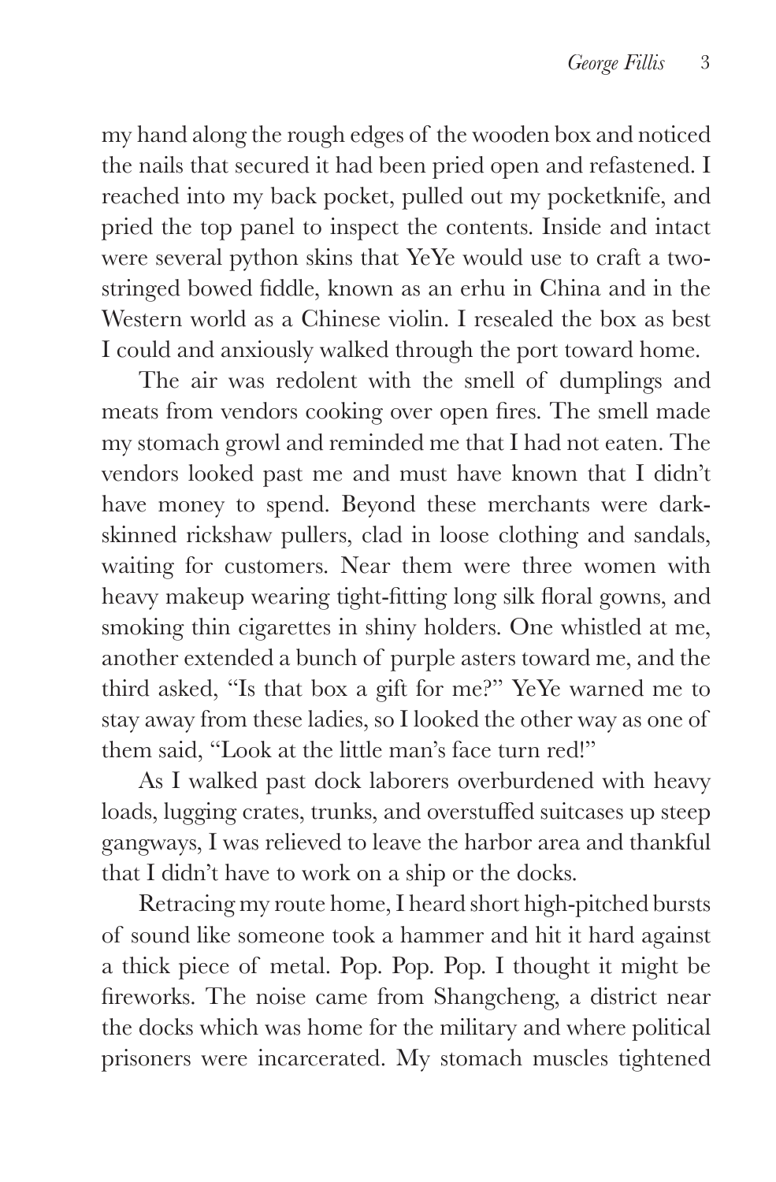my hand along the rough edges of the wooden box and noticed the nails that secured it had been pried open and refastened. I reached into my back pocket, pulled out my pocketknife, and pried the top panel to inspect the contents. Inside and intact were several python skins that YeYe would use to craft a two-stringed bowed fiddle, known as an erhu in China and in the Western world as a Chinese violin. I resealed the box as best I could and anxiously walked through the port toward home.

The air was redolent with the smell of dumplings and meats from vendors cooking over open fires. The smell made my stomach growl and reminded me that I had not eaten. The vendors looked past me and must have known that I didn't have money to spend. Beyond these merchants were dark-skinned rickshaw pullers, clad in loose clothing and sandals, waiting for customers. Near them were three women with heavy makeup wearing tight-fitting long silk floral gowns, and smoking thin cigarettes in shiny holders. One whistled at me, another extended a bunch of purple asters toward me, and the third asked, "Is that box a gift for me?" YeYe warned me to stay away from these ladies, so I looked the other way as one of them said, "Look at the little man's face turn red!"

As I walked past dock laborers overburdened with heavy loads, lugging crates, trunks, and overstuffed suitcases up steep gangways, I was relieved to leave the harbor area and thankful that I didn't have to work on a ship or the docks.

Retracing my route home, I heard short high-pitched bursts of sound like someone took a hammer and hit it hard against a thick piece of metal. Pop. Pop. Pop. I thought it might be fireworks. The noise came from Shangcheng, a district near the docks which was home for the military and where political prisoners were incarcerated. My stomach muscles tightened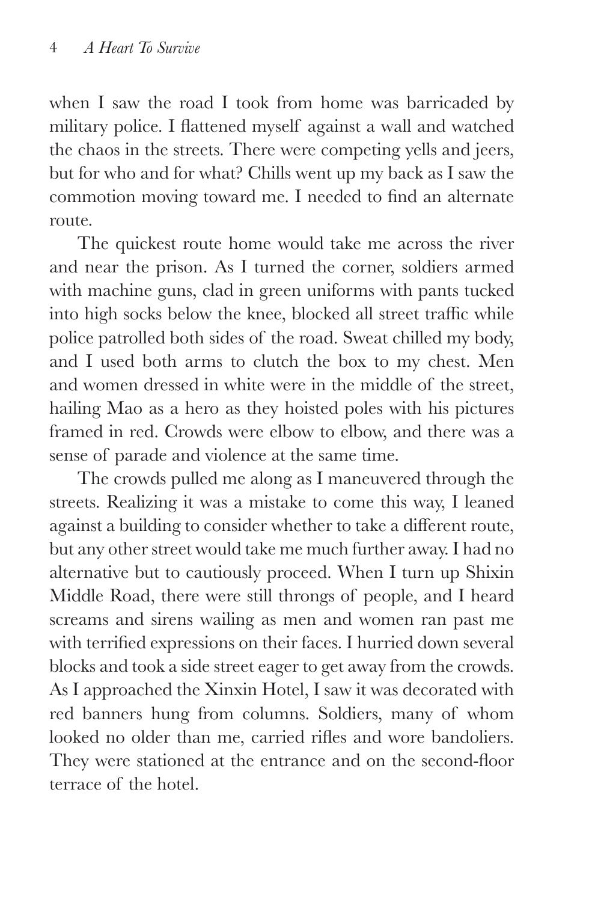when I saw the road I took from home was barricaded by military police. I flattened myself against a wall and watched the chaos in the streets. There were competing yells and jeers, but for who and for what? Chills went up my back as I saw the commotion moving toward me. I needed to find an alternate route.

The quickest route home would take me across the river and near the prison. As I turned the corner, soldiers armed with machine guns, clad in green uniforms with pants tucked into high socks below the knee, blocked all street traffic while police patrolled both sides of the road. Sweat chilled my body, and I used both arms to clutch the box to my chest. Men and women dressed in white were in the middle of the street, hailing Mao as a hero as they hoisted poles with his pictures framed in red. Crowds were elbow to elbow, and there was a sense of parade and violence at the same time.

The crowds pulled me along as I maneuvered through the streets. Realizing it was a mistake to come this way, I leaned against a building to consider whether to take a different route, but any other street would take me much further away. I had no alternative but to cautiously proceed. When I turn up Shixin Middle Road, there were still throngs of people, and I heard screams and sirens wailing as men and women ran past me with terrified expressions on their faces. I hurried down several blocks and took a side street eager to get away from the crowds. As I approached the Xinxin Hotel, I saw it was decorated with red banners hung from columns. Soldiers, many of whom looked no older than me, carried rifles and wore bandoliers. They were stationed at the entrance and on the second-floor terrace of the hotel.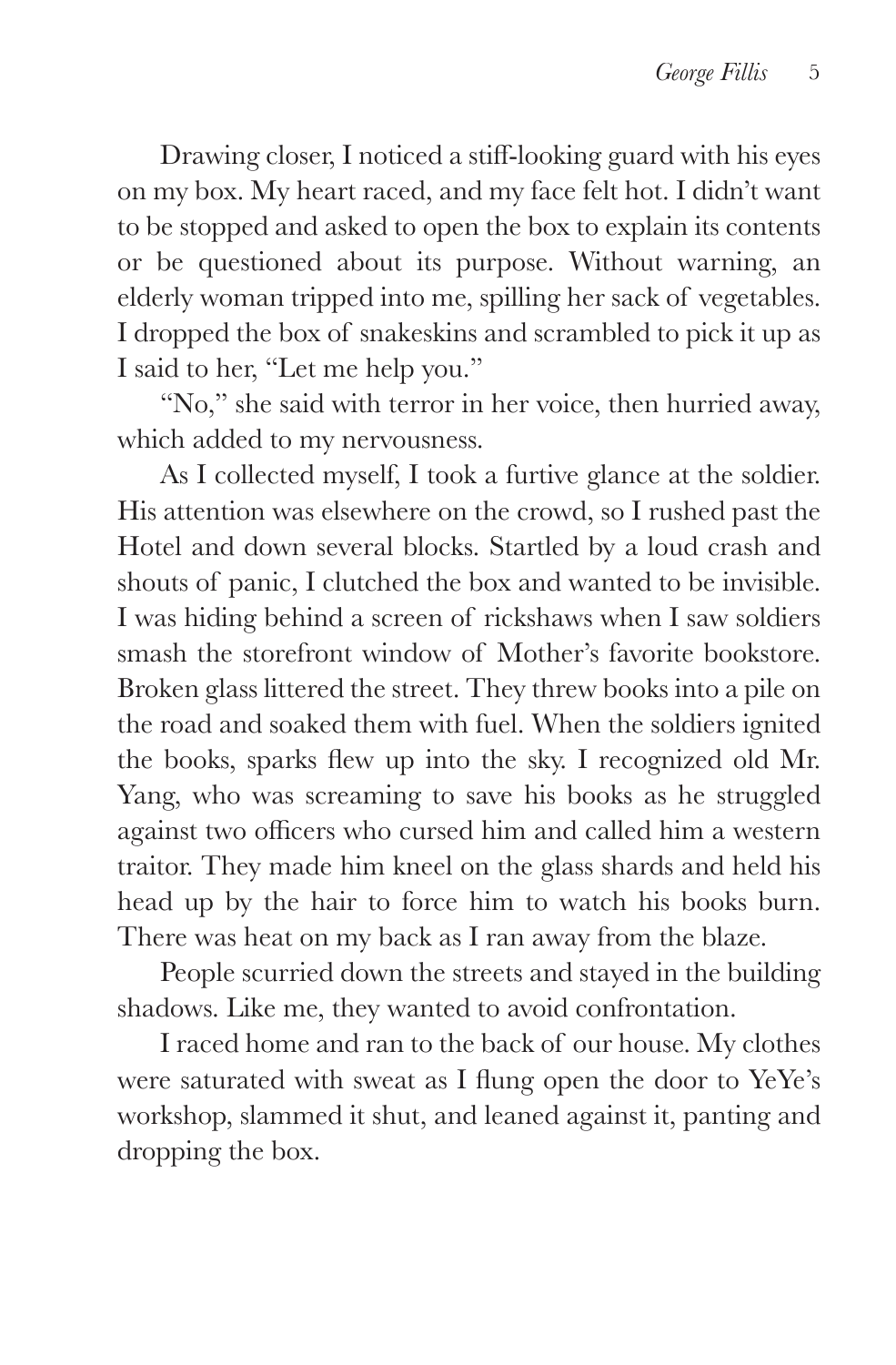Drawing closer, I noticed a stiff-looking guard with his eyes on my box. My heart raced, and my face felt hot. I didn't want to be stopped and asked to open the box to explain its contents or be questioned about its purpose. Without warning, an elderly woman tripped into me, spilling her sack of vegetables. I dropped the box of snakeskins and scrambled to pick it up as I said to her, "Let me help you."

"No," she said with terror in her voice, then hurried away, which added to my nervousness.

As I collected myself, I took a furtive glance at the soldier. His attention was elsewhere on the crowd, so I rushed past the Hotel and down several blocks. Startled by a loud crash and shouts of panic, I clutched the box and wanted to be invisible. I was hiding behind a screen of rickshaws when I saw soldiers smash the storefront window of Mother's favorite bookstore. Broken glass littered the street. They threw books into a pile on the road and soaked them with fuel. When the soldiers ignited the books, sparks flew up into the sky. I recognized old Mr. Yang, who was screaming to save his books as he struggled against two officers who cursed him and called him a western traitor. They made him kneel on the glass shards and held his head up by the hair to force him to watch his books burn. There was heat on my back as I ran away from the blaze.

People scurried down the streets and stayed in the building shadows. Like me, they wanted to avoid confrontation.

I raced home and ran to the back of our house. My clothes were saturated with sweat as I flung open the door to YeYe's workshop, slammed it shut, and leaned against it, panting and dropping the box.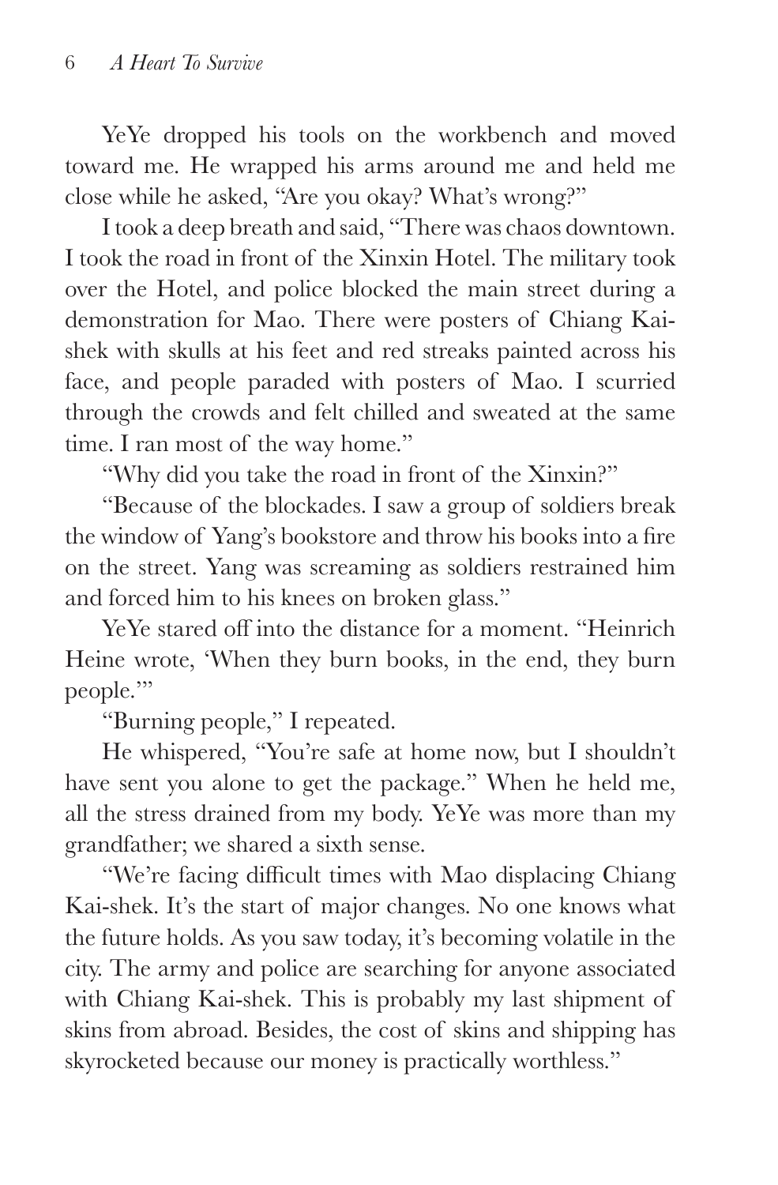YeYe dropped his tools on the workbench and moved toward me. He wrapped his arms around me and held me close while he asked, "Are you okay? What's wrong?"

I took a deep breath and said, "There was chaos downtown. I took the road in front of the Xinxin Hotel. The military took over the Hotel, and police blocked the main street during a demonstration for Mao. There were posters of Chiang Kai-shek with skulls at his feet and red streaks painted across his face, and people paraded with posters of Mao. I scurried through the crowds and felt chilled and sweated at the same time. I ran most of the way home."

"Why did you take the road in front of the Xinxin?"

"Because of the blockades. I saw a group of soldiers break the window of Yang's bookstore and throw his books into a fire on the street. Yang was screaming as soldiers restrained him and forced him to his knees on broken glass."

YeYe stared off into the distance for a moment. "Heinrich Heine wrote, 'When they burn books, in the end, they burn people.'"

"Burning people," I repeated.

He whispered, "You're safe at home now, but I shouldn't have sent you alone to get the package." When he held me, all the stress drained from my body. YeYe was more than my grandfather; we shared a sixth sense.

"We're facing difficult times with Mao displacing Chiang Kai-shek. It's the start of major changes. No one knows what the future holds. As you saw today, it's becoming volatile in the city. The army and police are searching for anyone associated with Chiang Kai-shek. This is probably my last shipment of skins from abroad. Besides, the cost of skins and shipping has skyrocketed because our money is practically worthless."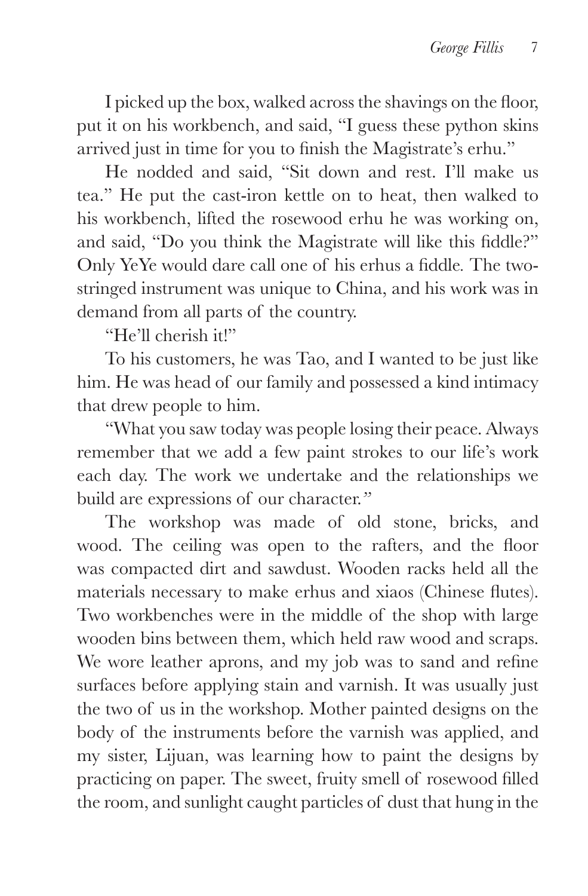I picked up the box, walked across the shavings on the floor, put it on his workbench, and said, "I guess these python skins arrived just in time for you to finish the Magistrate's erhu."

He nodded and said, "Sit down and rest. I'll make us tea." He put the cast-iron kettle on to heat, then walked to his workbench, lifted the rosewood erhu he was working on, and said, "Do you think the Magistrate will like this fiddle?" Only YeYe would dare call one of his erhus a fiddle. The two-stringed instrument was unique to China, and his work was in demand from all parts of the country.

"He'll cherish it!"

To his customers, he was Tao, and I wanted to be just like him. He was head of our family and possessed a kind intimacy that drew people to him.

"What you saw today was people losing their peace. Always remember that we add a few paint strokes to our life's work each day. The work we undertake and the relationships we build are expressions of our character."

The workshop was made of old stone, bricks, and wood. The ceiling was open to the rafters, and the floor was compacted dirt and sawdust. Wooden racks held all the materials necessary to make erhus and xiaos (Chinese flutes). Two workbenches were in the middle of the shop with large wooden bins between them, which held raw wood and scraps. We wore leather aprons, and my job was to sand and refine surfaces before applying stain and varnish. It was usually just the two of us in the workshop. Mother painted designs on the body of the instruments before the varnish was applied, and my sister, Lijuan, was learning how to paint the designs by practicing on paper. The sweet, fruity smell of rosewood filled the room, and sunlight caught particles of dust that hung in the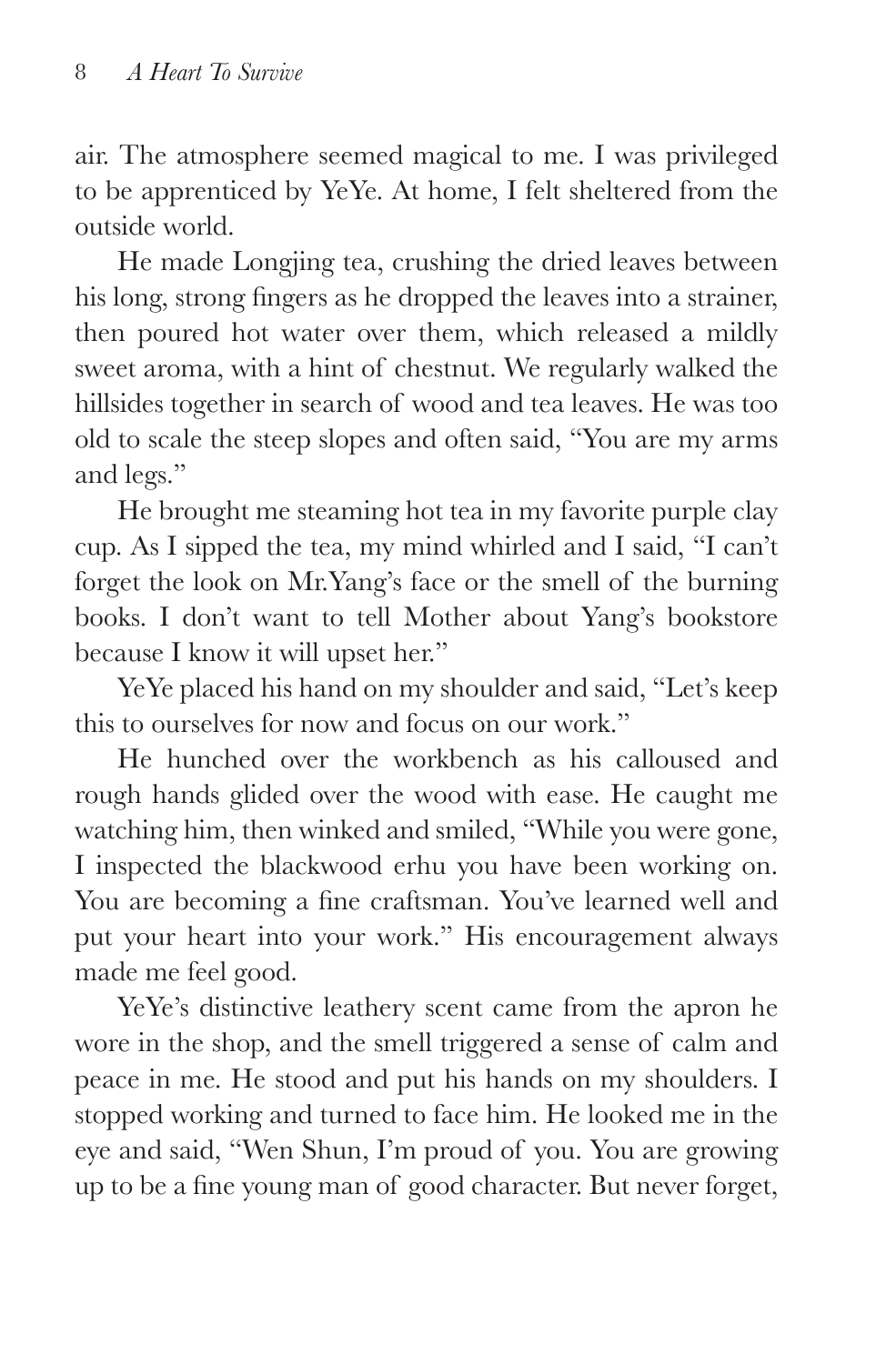air. The atmosphere seemed magical to me. I was privileged to be apprenticed by YeYe. At home, I felt sheltered from the outside world.

He made Longjing tea, crushing the dried leaves between his long, strong fingers as he dropped the leaves into a strainer, then poured hot water over them, which released a mildly sweet aroma, with a hint of chestnut. We regularly walked the hillsides together in search of wood and tea leaves. He was too old to scale the steep slopes and often said, "You are my arms and legs."

He brought me steaming hot tea in my favorite purple clay cup. As I sipped the tea, my mind whirled and I said, "I can't forget the look on Mr.Yang's face or the smell of the burning books. I don't want to tell Mother about Yang's bookstore because I know it will upset her."

YeYe placed his hand on my shoulder and said, "Let's keep this to ourselves for now and focus on our work."

He hunched over the workbench as his calloused and rough hands glided over the wood with ease. He caught me watching him, then winked and smiled, "While you were gone, I inspected the blackwood erhu you have been working on. You are becoming a fine craftsman. You've learned well and put your heart into your work." His encouragement always made me feel good.

YeYe's distinctive leathery scent came from the apron he wore in the shop, and the smell triggered a sense of calm and peace in me. He stood and put his hands on my shoulders. I stopped working and turned to face him. He looked me in the eye and said, "Wen Shun, I'm proud of you. You are growing up to be a fine young man of good character. But never forget,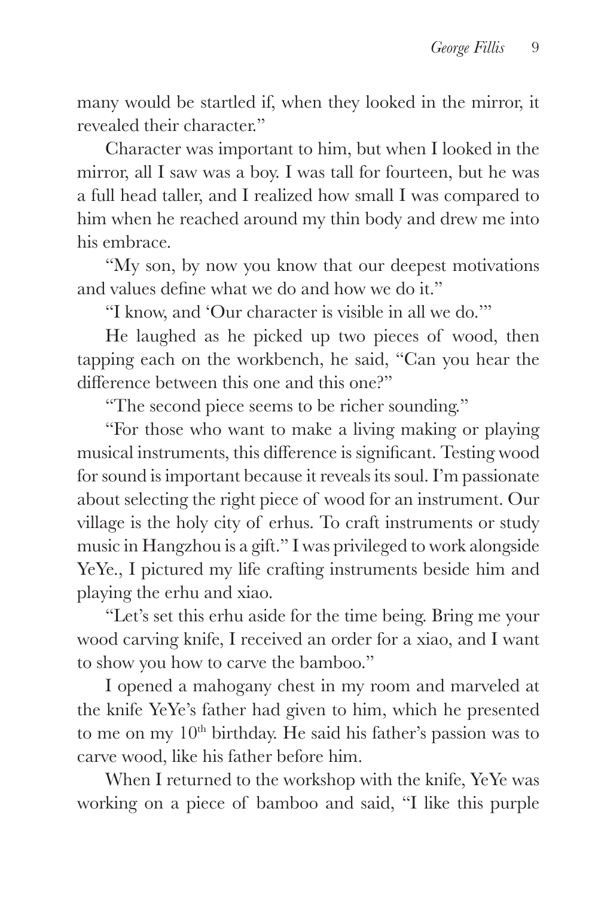many would be startled if, when they looked in the mirror, it revealed their character."

Character was important to him, but when I looked in the mirror, all I saw was a boy. I was tall for fourteen, but he was a full head taller, and I realized how small I was compared to him when he reached around my thin body and drew me into his embrace.

"My son, by now you know that our deepest motivations and values define what we do and how we do it."

"I know, and 'Our character is visible in all we do.'"

He laughed as he picked up two pieces of wood, then tapping each on the workbench, he said, "Can you hear the difference between this one and this one?"

"The second piece seems to be richer sounding."

"For those who want to make a living making or playing musical instruments, this difference is significant. Testing wood for sound is important because it reveals its soul. I'm passionate about selecting the right piece of wood for an instrument. Our village is the holy city of erhus. To craft instruments or study music in Hangzhou is a gift." I was privileged to work alongside YeYe., I pictured my life crafting instruments beside him and playing the erhu and xiao.

"Let's set this erhu aside for the time being. Bring me your wood carving knife, I received an order for a xiao, and I want to show you how to carve the bamboo."

I opened a mahogany chest in my room and marveled at the knife YeYe's father had given to him, which he presented to me on my 10th birthday. He said his father's passion was to carve wood, like his father before him.

When I returned to the workshop with the knife, YeYe was working on a piece of bamboo and said, "I like this purple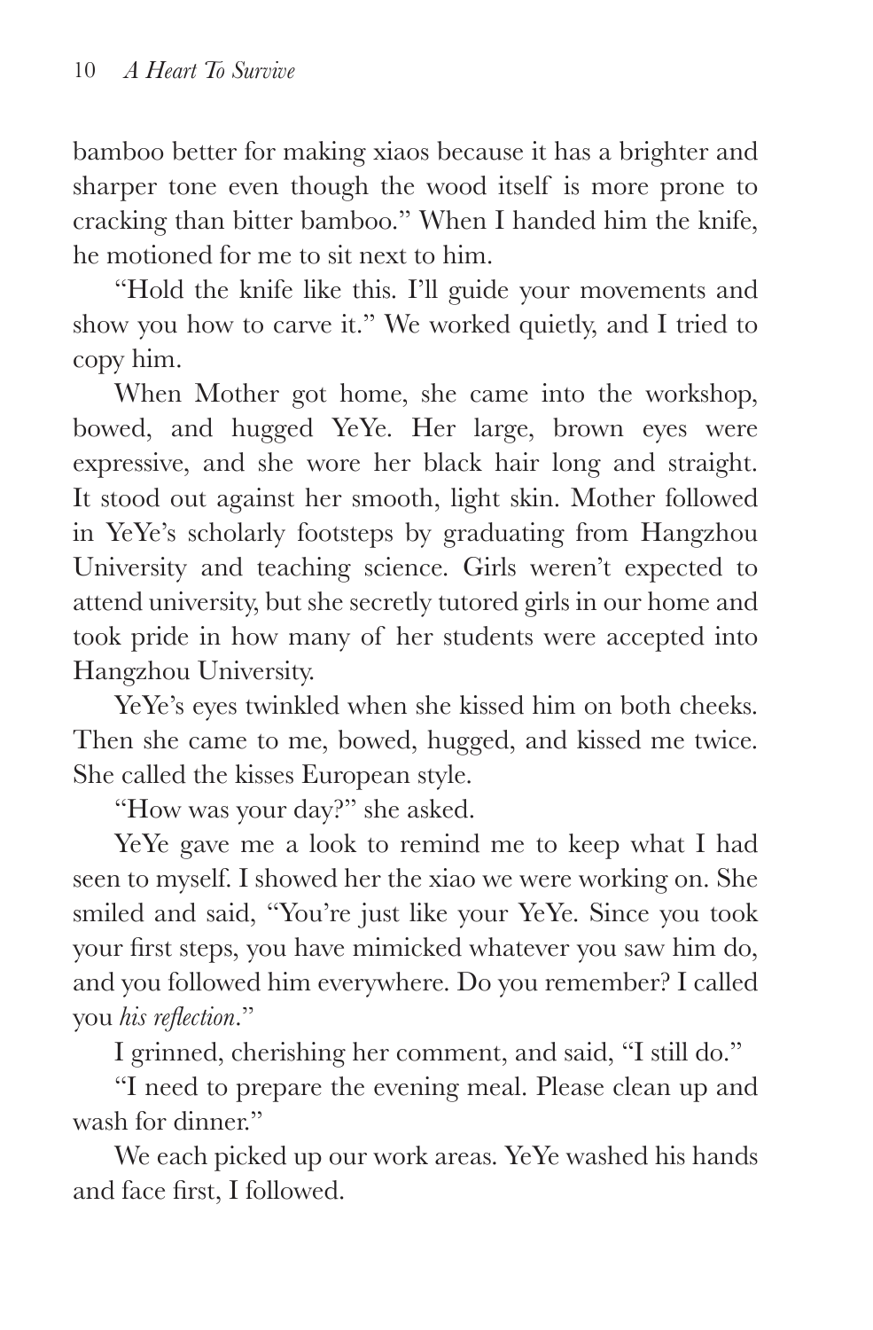bamboo better for making xiaos because it has a brighter and sharper tone even though the wood itself is more prone to cracking than bitter bamboo." When I handed him the knife, he motioned for me to sit next to him.

"Hold the knife like this. I'll guide your movements and show you how to carve it." We worked quietly, and I tried to copy him.

When Mother got home, she came into the workshop, bowed, and hugged YeYe. Her large, brown eyes were expressive, and she wore her black hair long and straight. It stood out against her smooth, light skin. Mother followed in YeYe's scholarly footsteps by graduating from Hangzhou University and teaching science. Girls weren't expected to attend university, but she secretly tutored girls in our home and took pride in how many of her students were accepted into Hangzhou University.

YeYe's eyes twinkled when she kissed him on both cheeks. Then she came to me, bowed, hugged, and kissed me twice. She called the kisses European style.

"How was your day?" she asked.

YeYe gave me a look to remind me to keep what I had seen to myself. I showed her the xiao we were working on. She smiled and said, "You're just like your YeYe. Since you took your first steps, you have mimicked whatever you saw him do, and you followed him everywhere. Do you remember? I called you *his reflection*."

I grinned, cherishing her comment, and said, "I still do."

"I need to prepare the evening meal. Please clean up and wash for dinner."

We each picked up our work areas. YeYe washed his hands and face first, I followed.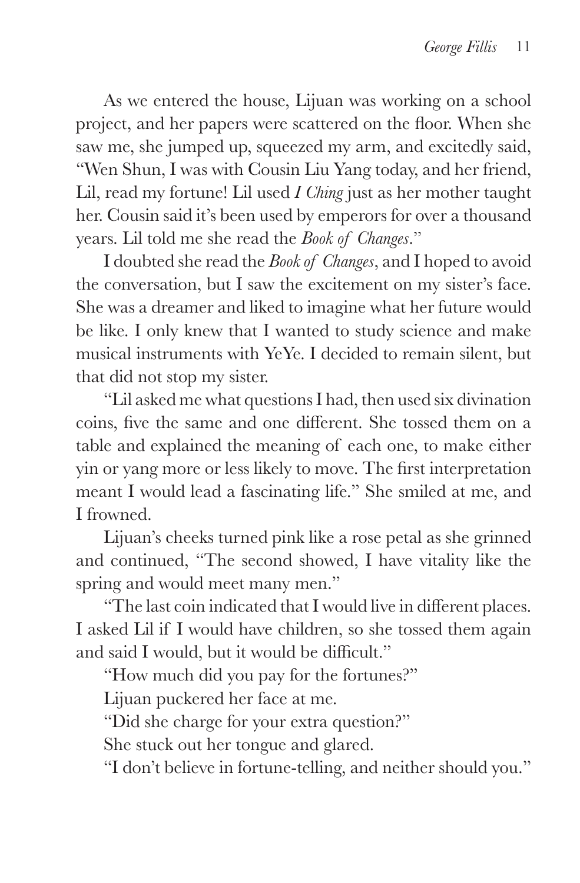As we entered the house, Lijuan was working on a school project, and her papers were scattered on the floor. When she saw me, she jumped up, squeezed my arm, and excitedly said, "Wen Shun, I was with Cousin Liu Yang today, and her friend, Lil, read my fortune! Lil used *I Ching* just as her mother taught her. Cousin said it's been used by emperors for over a thousand years. Lil told me she read the *Book of Changes*."

I doubted she read the *Book of Changes*, and I hoped to avoid the conversation, but I saw the excitement on my sister's face. She was a dreamer and liked to imagine what her future would be like. I only knew that I wanted to study science and make musical instruments with YeYe. I decided to remain silent, but that did not stop my sister.

"Lil asked me what questions I had, then used six divination coins, five the same and one different. She tossed them on a table and explained the meaning of each one, to make either yin or yang more or less likely to move. The first interpretation meant I would lead a fascinating life." She smiled at me, and I frowned.

Lijuan's cheeks turned pink like a rose petal as she grinned and continued, "The second showed, I have vitality like the spring and would meet many men."

"The last coin indicated that I would live in different places. I asked Lil if I would have children, so she tossed them again and said I would, but it would be difficult."

"How much did you pay for the fortunes?"

Lijuan puckered her face at me.

"Did she charge for your extra question?"

She stuck out her tongue and glared.

"I don't believe in fortune-telling, and neither should you."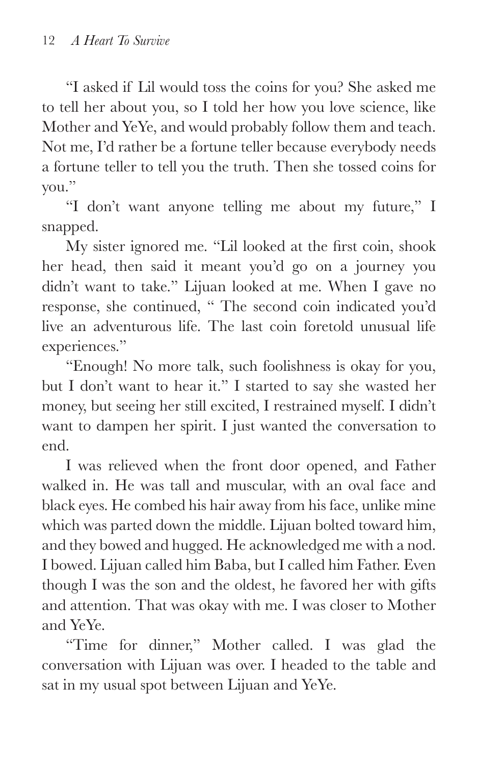"I asked if Lil would toss the coins for you? She asked me to tell her about you, so I told her how you love science, like Mother and YeYe, and would probably follow them and teach. Not me, I'd rather be a fortune teller because everybody needs a fortune teller to tell you the truth. Then she tossed coins for you."

"I don't want anyone telling me about my future," I snapped.

My sister ignored me. "Lil looked at the first coin, shook her head, then said it meant you'd go on a journey you didn't want to take." Lijuan looked at me. When I gave no response, she continued, " The second coin indicated you'd live an adventurous life. The last coin foretold unusual life experiences."

"Enough! No more talk, such foolishness is okay for you, but I don't want to hear it." I started to say she wasted her money, but seeing her still excited, I restrained myself. I didn't want to dampen her spirit. I just wanted the conversation to end.

I was relieved when the front door opened, and Father walked in. He was tall and muscular, with an oval face and black eyes. He combed his hair away from his face, unlike mine which was parted down the middle. Lijuan bolted toward him, and they bowed and hugged. He acknowledged me with a nod. I bowed. Lijuan called him Baba, but I called him Father. Even though I was the son and the oldest, he favored her with gifts and attention. That was okay with me. I was closer to Mother and YeYe.

"Time for dinner," Mother called. I was glad the conversation with Lijuan was over. I headed to the table and sat in my usual spot between Lijuan and YeYe.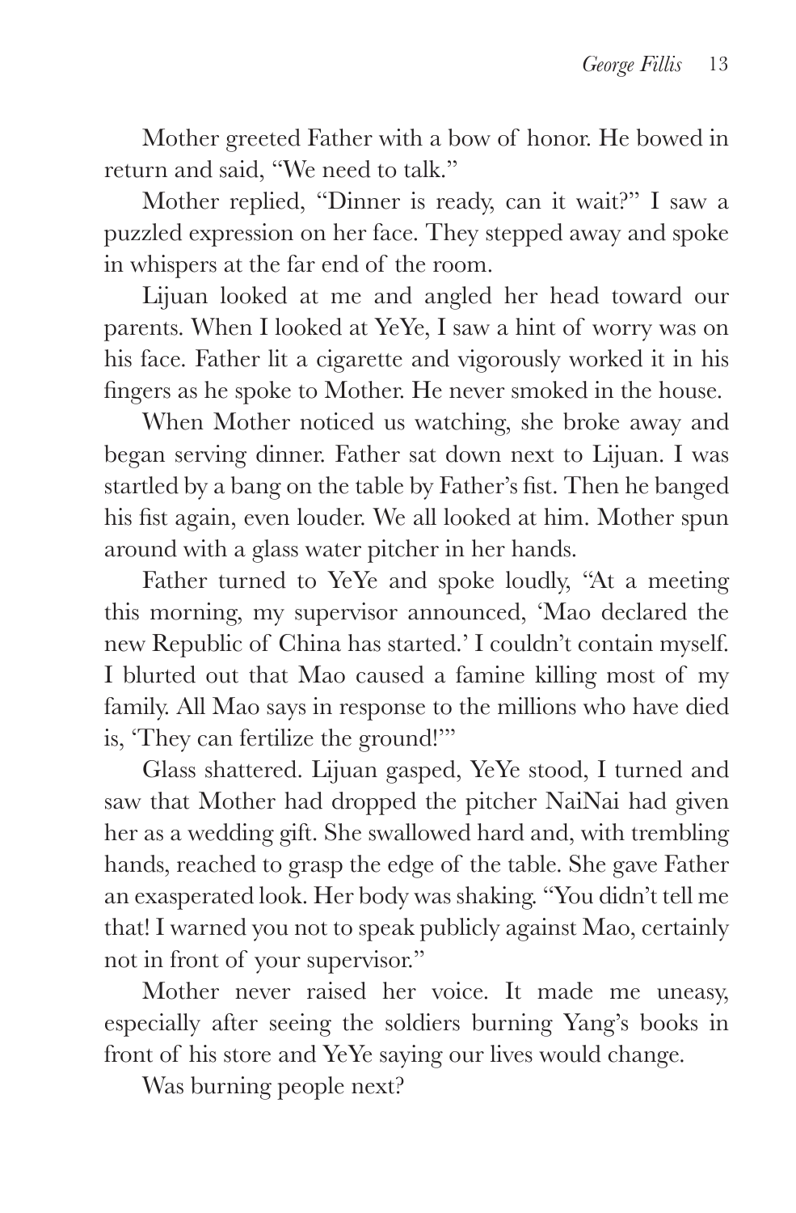Mother greeted Father with a bow of honor. He bowed in return and said, "We need to talk."

Mother replied, "Dinner is ready, can it wait?" I saw a puzzled expression on her face. They stepped away and spoke in whispers at the far end of the room.

Lijuan looked at me and angled her head toward our parents. When I looked at YeYe, I saw a hint of worry was on his face. Father lit a cigarette and vigorously worked it in his fingers as he spoke to Mother. He never smoked in the house.

When Mother noticed us watching, she broke away and began serving dinner. Father sat down next to Lijuan. I was startled by a bang on the table by Father's fist. Then he banged his fist again, even louder. We all looked at him. Mother spun around with a glass water pitcher in her hands.

Father turned to YeYe and spoke loudly, "At a meeting this morning, my supervisor announced, 'Mao declared the new Republic of China has started.' I couldn't contain myself. I blurted out that Mao caused a famine killing most of my family. All Mao says in response to the millions who have died is, 'They can fertilize the ground!'"

Glass shattered. Lijuan gasped, YeYe stood, I turned and saw that Mother had dropped the pitcher NaiNai had given her as a wedding gift. She swallowed hard and, with trembling hands, reached to grasp the edge of the table. She gave Father an exasperated look. Her body was shaking. "You didn't tell me that! I warned you not to speak publicly against Mao, certainly not in front of your supervisor."

Mother never raised her voice. It made me uneasy, especially after seeing the soldiers burning Yang's books in front of his store and YeYe saying our lives would change.

Was burning people next?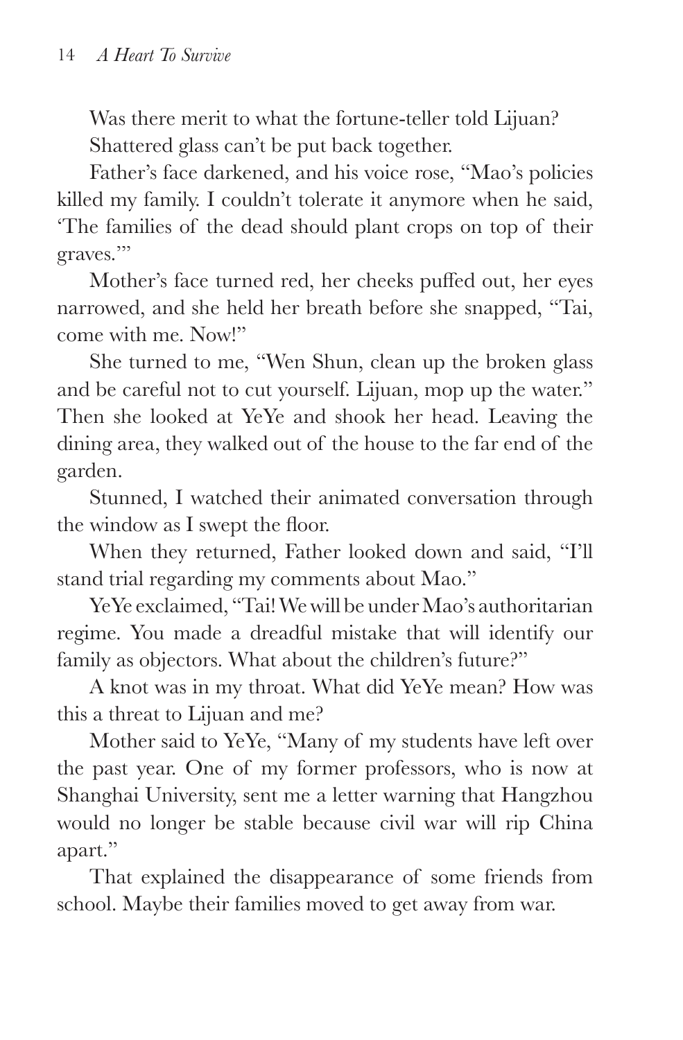Was there merit to what the fortune-teller told Lijuan?

Shattered glass can't be put back together.

Father's face darkened, and his voice rose, "Mao's policies killed my family. I couldn't tolerate it anymore when he said, 'The families of the dead should plant crops on top of their graves.'"

Mother's face turned red, her cheeks puffed out, her eyes narrowed, and she held her breath before she snapped, "Tai, come with me. Now!"

She turned to me, "Wen Shun, clean up the broken glass and be careful not to cut yourself. Lijuan, mop up the water." Then she looked at YeYe and shook her head. Leaving the dining area, they walked out of the house to the far end of the garden.

Stunned, I watched their animated conversation through the window as I swept the floor.

When they returned, Father looked down and said, "I'll stand trial regarding my comments about Mao."

YeYe exclaimed, "Tai! We will be under Mao's authoritarian regime. You made a dreadful mistake that will identify our family as objectors. What about the children's future?"

A knot was in my throat. What did YeYe mean? How was this a threat to Lijuan and me?

Mother said to YeYe, "Many of my students have left over the past year. One of my former professors, who is now at Shanghai University, sent me a letter warning that Hangzhou would no longer be stable because civil war will rip China apart."

That explained the disappearance of some friends from school. Maybe their families moved to get away from war.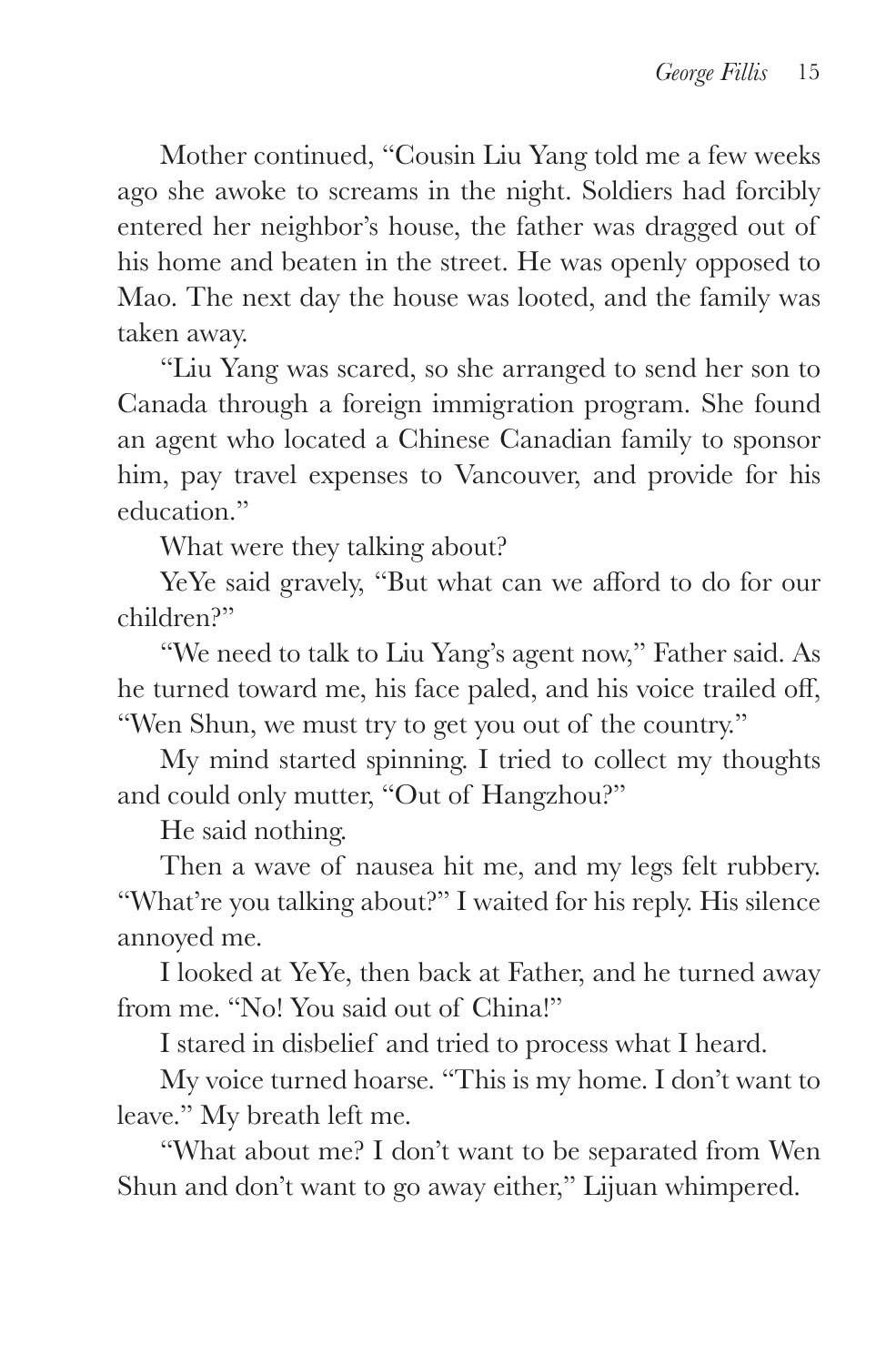Mother continued, "Cousin Liu Yang told me a few weeks ago she awoke to screams in the night. Soldiers had forcibly entered her neighbor's house, the father was dragged out of his home and beaten in the street. He was openly opposed to Mao. The next day the house was looted, and the family was taken away.

"Liu Yang was scared, so she arranged to send her son to Canada through a foreign immigration program. She found an agent who located a Chinese Canadian family to sponsor him, pay travel expenses to Vancouver, and provide for his education."

What were they talking about?

YeYe said gravely, "But what can we afford to do for our children?"

"We need to talk to Liu Yang's agent now," Father said. As he turned toward me, his face paled, and his voice trailed off, "Wen Shun, we must try to get you out of the country."

My mind started spinning. I tried to collect my thoughts and could only mutter, "Out of Hangzhou?"

He said nothing.

Then a wave of nausea hit me, and my legs felt rubbery. "What're you talking about?" I waited for his reply. His silence annoyed me.

I looked at YeYe, then back at Father, and he turned away from me. "No! You said out of China!"

I stared in disbelief and tried to process what I heard.

My voice turned hoarse. "This is my home. I don't want to leave." My breath left me.

"What about me? I don't want to be separated from Wen Shun and don't want to go away either," Lijuan whimpered.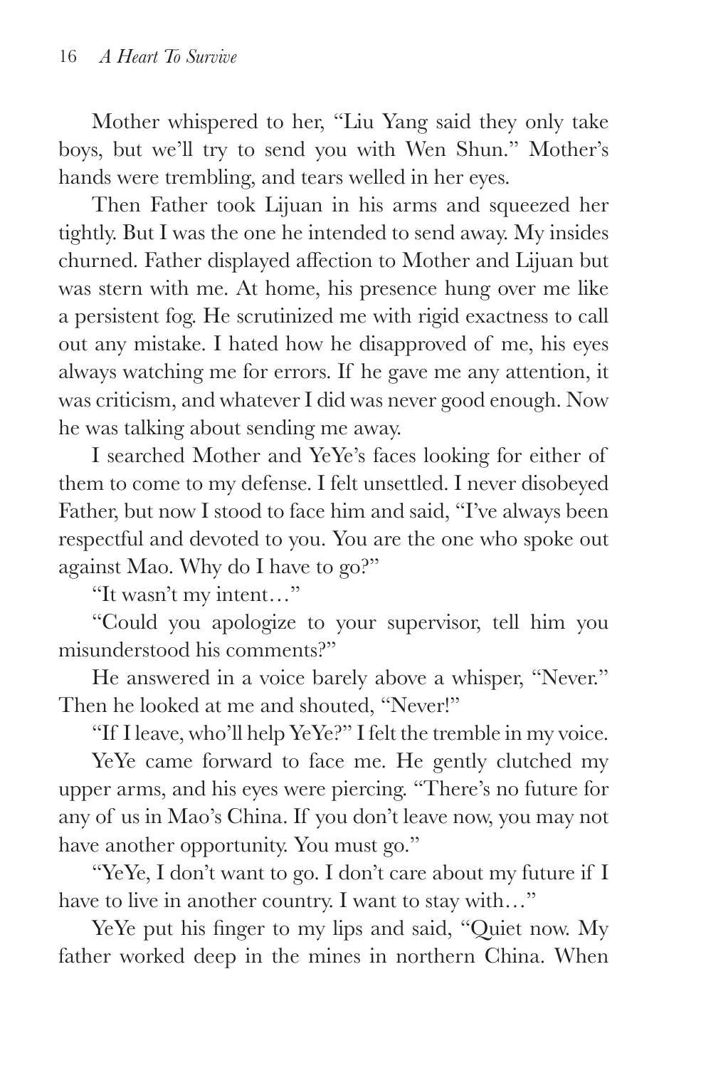Mother whispered to her, "Liu Yang said they only take boys, but we'll try to send you with Wen Shun." Mother's hands were trembling, and tears welled in her eyes.

Then Father took Lijuan in his arms and squeezed her tightly. But I was the one he intended to send away. My insides churned. Father displayed affection to Mother and Lijuan but was stern with me. At home, his presence hung over me like a persistent fog. He scrutinized me with rigid exactness to call out any mistake. I hated how he disapproved of me, his eyes always watching me for errors. If he gave me any attention, it was criticism, and whatever I did was never good enough. Now he was talking about sending me away.

I searched Mother and YeYe's faces looking for either of them to come to my defense. I felt unsettled. I never disobeyed Father, but now I stood to face him and said, "I've always been respectful and devoted to you. You are the one who spoke out against Mao. Why do I have to go?"

"It wasn't my intent…"

"Could you apologize to your supervisor, tell him you misunderstood his comments?"

He answered in a voice barely above a whisper, "Never." Then he looked at me and shouted, "Never!"

"If I leave, who'll help YeYe?" I felt the tremble in my voice.

YeYe came forward to face me. He gently clutched my upper arms, and his eyes were piercing. "There's no future for any of us in Mao's China. If you don't leave now, you may not have another opportunity. You must go."

"YeYe, I don't want to go. I don't care about my future if I have to live in another country. I want to stay with…"

YeYe put his finger to my lips and said, "Quiet now. My father worked deep in the mines in northern China. When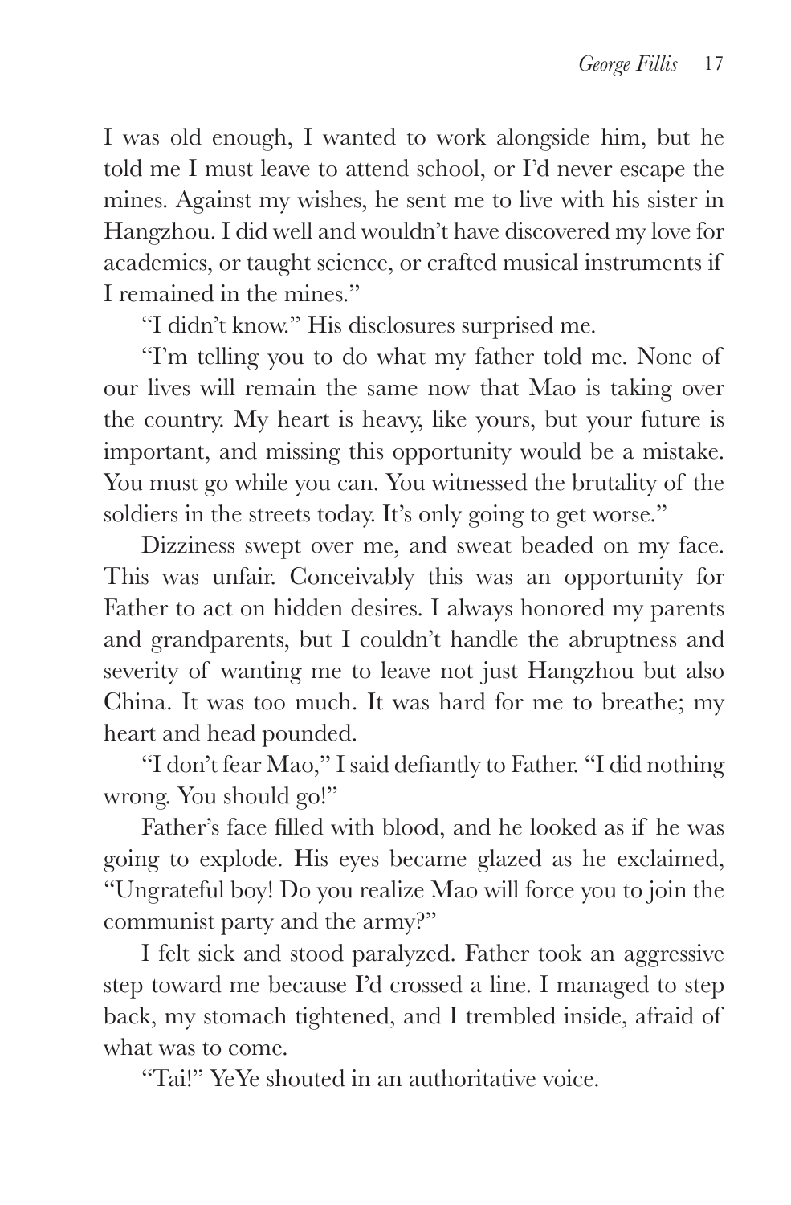I was old enough, I wanted to work alongside him, but he told me I must leave to attend school, or I'd never escape the mines. Against my wishes, he sent me to live with his sister in Hangzhou. I did well and wouldn't have discovered my love for academics, or taught science, or crafted musical instruments if I remained in the mines."

"I didn't know." His disclosures surprised me.

"I'm telling you to do what my father told me. None of our lives will remain the same now that Mao is taking over the country. My heart is heavy, like yours, but your future is important, and missing this opportunity would be a mistake. You must go while you can. You witnessed the brutality of the soldiers in the streets today. It's only going to get worse."

Dizziness swept over me, and sweat beaded on my face. This was unfair. Conceivably this was an opportunity for Father to act on hidden desires. I always honored my parents and grandparents, but I couldn't handle the abruptness and severity of wanting me to leave not just Hangzhou but also China. It was too much. It was hard for me to breathe; my heart and head pounded.

"I don't fear Mao," I said defiantly to Father. "I did nothing wrong. You should go!"

Father's face filled with blood, and he looked as if he was going to explode. His eyes became glazed as he exclaimed, "Ungrateful boy! Do you realize Mao will force you to join the communist party and the army?"

I felt sick and stood paralyzed. Father took an aggressive step toward me because I'd crossed a line. I managed to step back, my stomach tightened, and I trembled inside, afraid of what was to come.

"Tai!" YeYe shouted in an authoritative voice.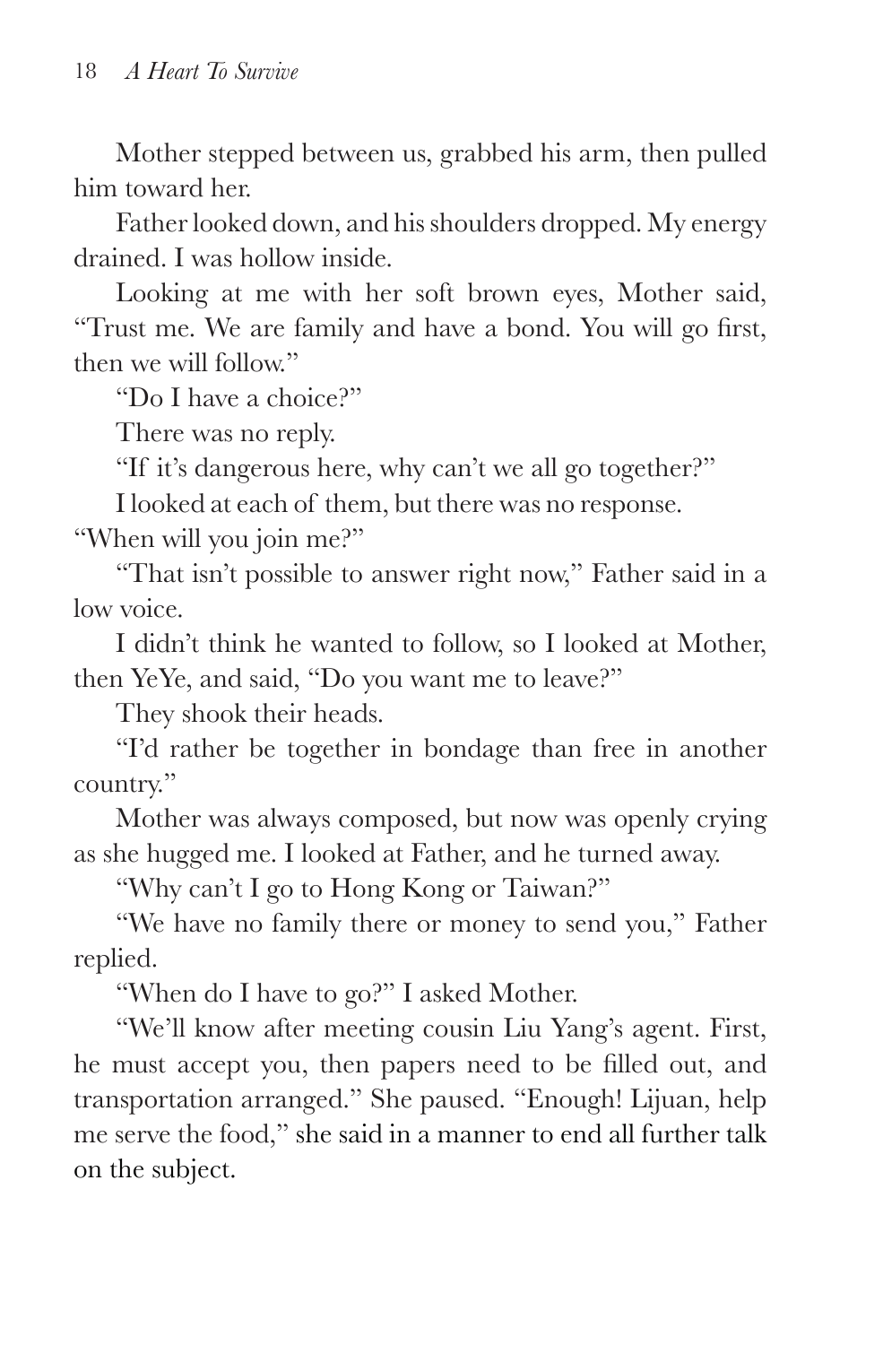Mother stepped between us, grabbed his arm, then pulled him toward her.

Father looked down, and his shoulders dropped. My energy drained. I was hollow inside.

Looking at me with her soft brown eyes, Mother said, "Trust me. We are family and have a bond. You will go first, then we will follow."

"Do I have a choice?"

There was no reply.

"If it's dangerous here, why can't we all go together?"

I looked at each of them, but there was no response.

"When will you join me?"

"That isn't possible to answer right now," Father said in a low voice.

I didn't think he wanted to follow, so I looked at Mother, then YeYe, and said, "Do you want me to leave?"

They shook their heads.

"I'd rather be together in bondage than free in another country."

Mother was always composed, but now was openly crying as she hugged me. I looked at Father, and he turned away.

"Why can't I go to Hong Kong or Taiwan?"

"We have no family there or money to send you," Father replied.

"When do I have to go?" I asked Mother.

"We'll know after meeting cousin Liu Yang's agent. First, he must accept you, then papers need to be filled out, and transportation arranged." She paused. "Enough! Lijuan, help me serve the food," she said in a manner to end all further talk on the subject.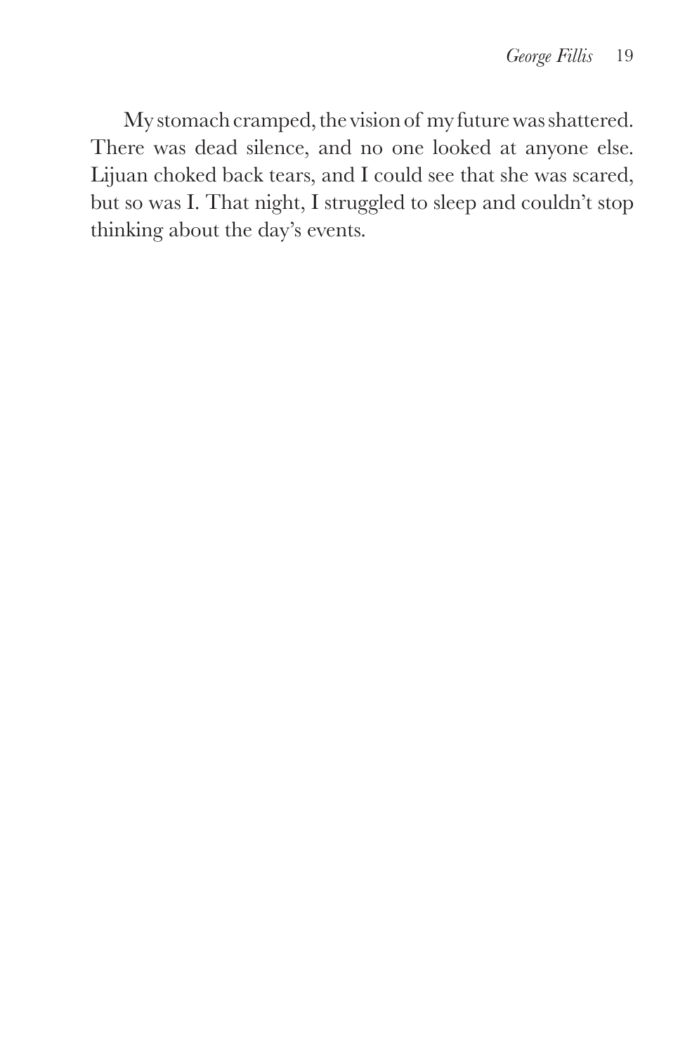My stomach cramped, the vision of my future was shattered. There was dead silence, and no one looked at anyone else. Lijuan choked back tears, and I could see that she was scared, but so was I. That night, I struggled to sleep and couldn't stop thinking about the day's events.